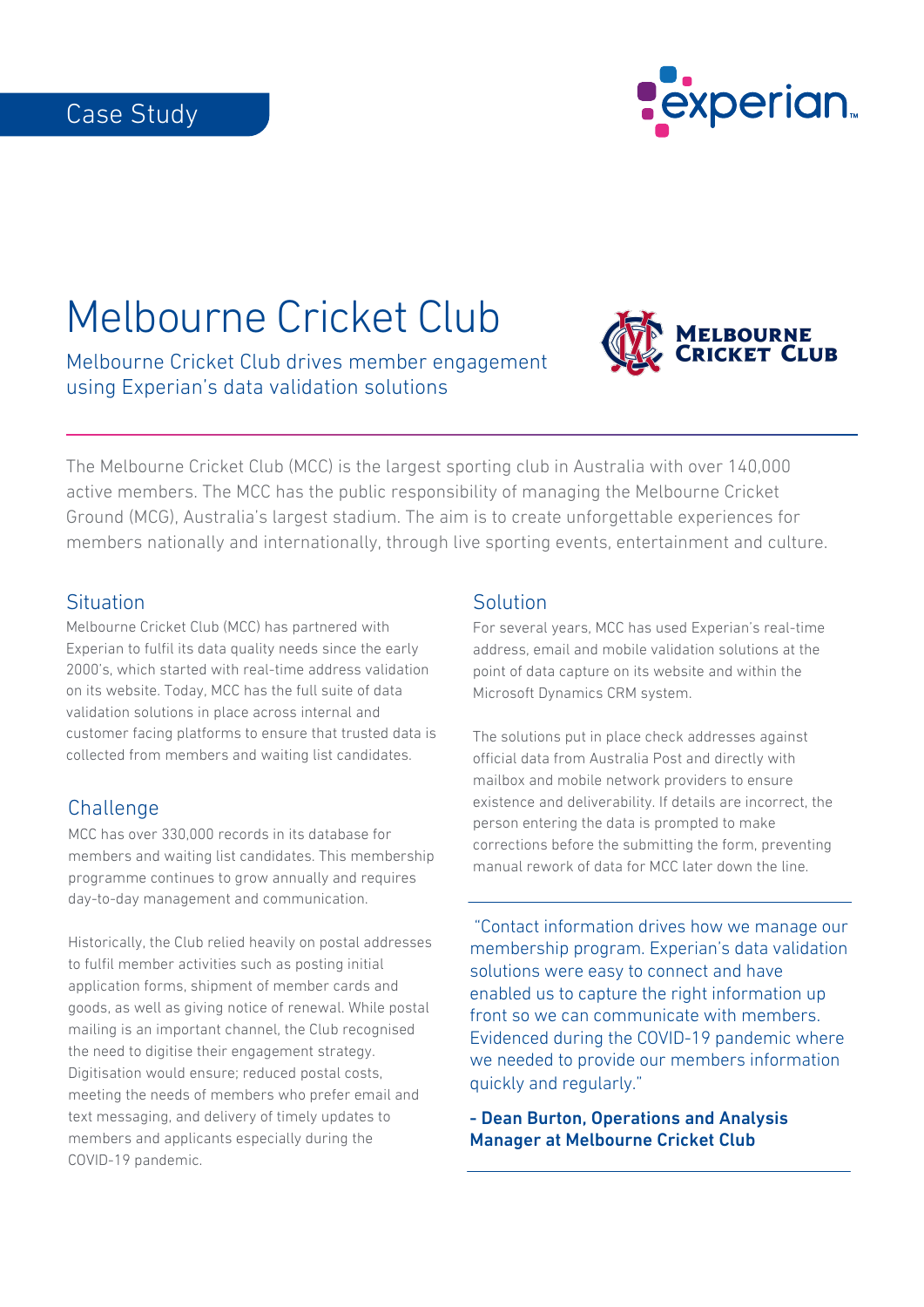Case Study

# Melbourne Cricket Club

Melbourne Cricket Club drives member engagement using Experian's data validation solutions

The Melbourne Cricket Club (MCC) is the largest sporting club in Australia with over 140,000 active members. The MCC has the public responsibility of managing the Melbourne Cricket Ground (MCG), Australia's largest stadium. The aim is to create unforgettable experiences for members nationally and internationally, through live sporting events, entertainment and culture.

## Situation

Melbourne Cricket Club (MCC) has partnered with Experian to fulfil its data quality needs since the early 2000's, which started with real-time address validation on its website. Today, MCC has the full suite of data validation solutions in place across internal and customer facing platforms to ensure that trusted data is collected from members and waiting list candidates.

## Challenge

MCC has over 330,000 records in its database for members and waiting list candidates. This membership programme continues to grow annually and requires day-to-day management and communication.

Historically, the Club relied heavily on postal addresses to fulfil member activities such as posting initial application forms, shipment of member cards and goods, as well as giving notice of renewal. While postal mailing is an important channel, the Club recognised the need to digitise their engagement strategy. Digitisation would ensure; reduced postal costs, meeting the needs of members who prefer email and text messaging, and delivery of timely updates to members and applicants especially during the COVID-19 pandemic.

## Solution

For several years, MCC has used Experian's real-time address, email and mobile validation solutions at the point of data capture on its website and within the Microsoft Dynamics CRM system.

The solutions put in place check addresses against official data from Australia Post and directly with mailbox and mobile network providers to ensure existence and deliverability. If details are incorrect, the person entering the data is prompted to make corrections before the submitting the form, preventing manual rework of data for MCC later down the line.

"Contact information drives how we manage our membership program. Experian's data validation solutions were easy to connect and have enabled us to capture the right information up front so we can communicate with members. Evidenced during the COVID-19 pandemic where we needed to provide our members information quickly and regularly."

**- Dean Burton, Operations and Analysis Manager at Melbourne Cricket Club**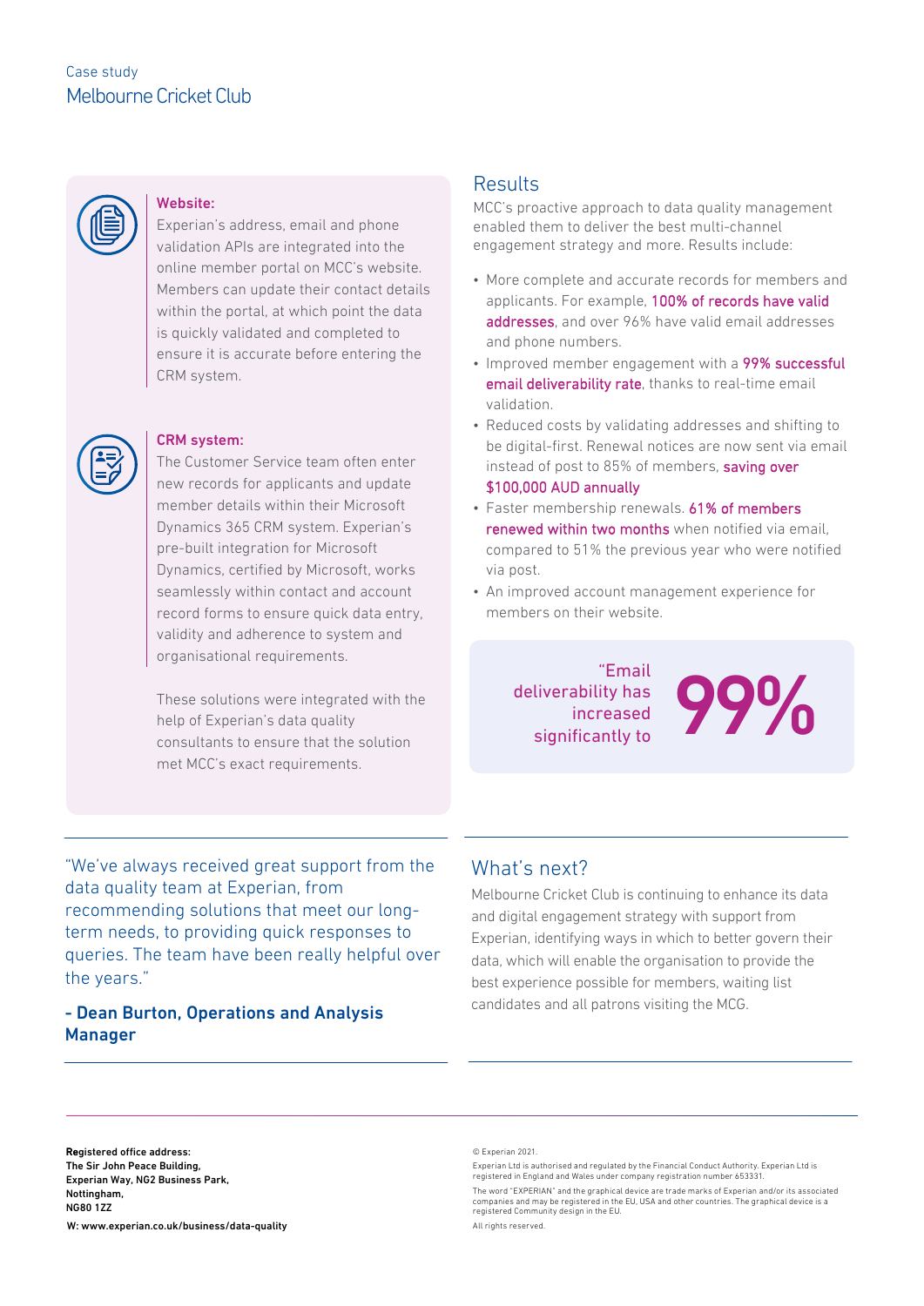Case study
Melbourne Cricket Club

**Website:**
Experian's address, email and phone validation APIs are integrated into the online member portal on MCC's website. Members can update their contact details within the portal, at which point the data is quickly validated and completed to ensure it is accurate before entering the CRM system.

**CRM system:**
The Customer Service team often enter new records for applicants and update member details within their Microsoft Dynamics 365 CRM system. Experian's pre-built integration for Microsoft Dynamics, certified by Microsoft, works seamlessly within contact and account record forms to ensure quick data entry, validity and adherence to system and organisational requirements.

These solutions were integrated with the help of Experian's data quality consultants to ensure that the solution met MCC's exact requirements.

## Results

MCC's proactive approach to data quality management enabled them to deliver the best multi-channel engagement strategy and more. Results include:

- More complete and accurate records for members and applicants. For example, 100% of records have valid addresses, and over 96% have valid email addresses and phone numbers.
- Improved member engagement with a 99% successful email deliverability rate, thanks to real-time email validation.
- Reduced costs by validating addresses and shifting to be digital-first. Renewal notices are now sent via email instead of post to 85% of members, saving over $100,000 AUD annually
- Faster membership renewals. 61% of members renewed within two months when notified via email, compared to 51% the previous year who were notified via post.
- An improved account management experience for members on their website.

"Email deliverability has increased significantly to **99%**

"We've always received great support from the data quality team at Experian, from recommending solutions that meet our long-term needs, to providing quick responses to queries. The team have been really helpful over the years."

**- Dean Burton, Operations and Analysis Manager**

## What's next?

Melbourne Cricket Club is continuing to enhance its data and digital engagement strategy with support from Experian, identifying ways in which to better govern their data, which will enable the organisation to provide the best experience possible for members, waiting list candidates and all patrons visiting the MCG.

**Registered office address:**
**The Sir John Peace Building,**
**Experian Way, NG2 Business Park,**
**Nottingham,**
**NG80 1ZZ**

**W: www.experian.co.uk/business/data-quality**

© Experian 2021.

Experian Ltd is authorised and regulated by the Financial Conduct Authority. Experian Ltd is registered in England and Wales under company registration number 653331.

The word "EXPERIAN" and the graphical device are trade marks of Experian and/or its associated companies and may be registered in the EU, USA and other countries. The graphical device is a registered Community design in the EU.

All rights reserved.